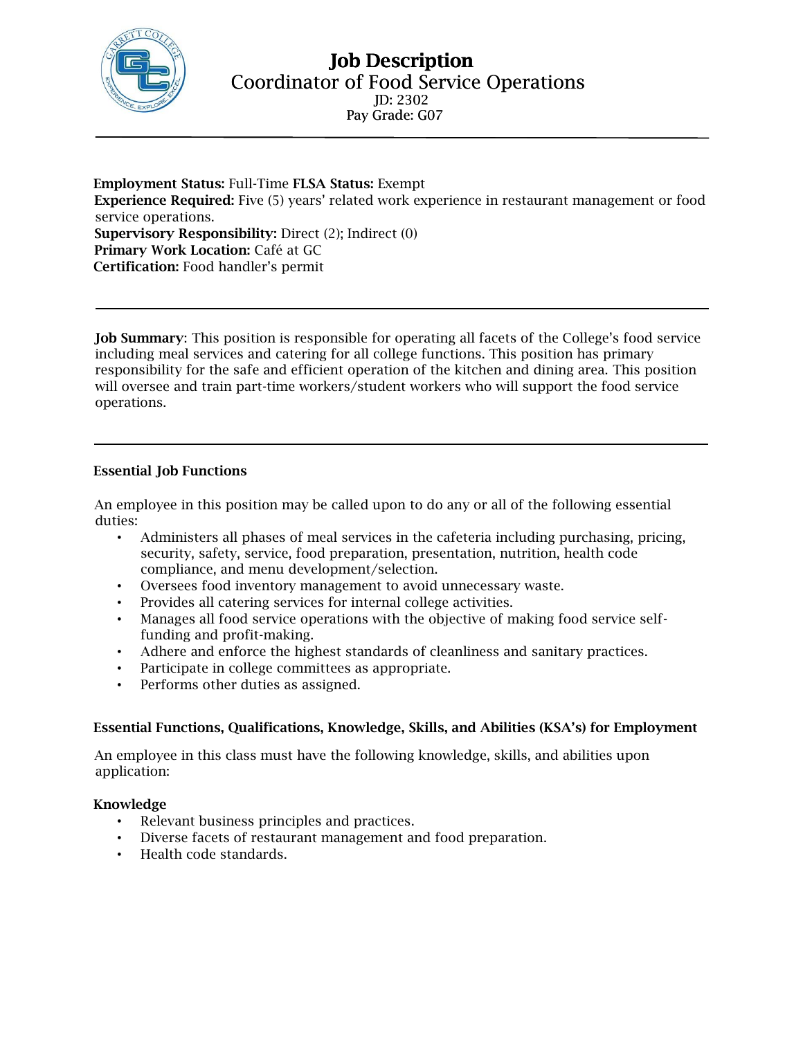# Job Description

## Coordinator of Food Service Operations

JD: 2302
Pay Grade: G07

---

**Employment Status:** Full-Time **FLSA Status:** Exempt
**Experience Required:** Five (5) years' related work experience in restaurant management or food service operations.
**Supervisory Responsibility:** Direct (2); Indirect (0)
**Primary Work Location:** Café at GC
**Certification:** Food handler's permit

---

**Job Summary**: This position is responsible for operating all facets of the College's food service including meal services and catering for all college functions. This position has primary responsibility for the safe and efficient operation of the kitchen and dining area. This position will oversee and train part-time workers/student workers who will support the food service operations.

---

### Essential Job Functions

An employee in this position may be called upon to do any or all of the following essential duties:

- Administers all phases of meal services in the cafeteria including purchasing, pricing, security, safety, service, food preparation, presentation, nutrition, health code compliance, and menu development/selection.
- Oversees food inventory management to avoid unnecessary waste.
- Provides all catering services for internal college activities.
- Manages all food service operations with the objective of making food service self-funding and profit-making.
- Adhere and enforce the highest standards of cleanliness and sanitary practices.
- Participate in college committees as appropriate.
- Performs other duties as assigned.

### Essential Functions, Qualifications, Knowledge, Skills, and Abilities (KSA's) for Employment

An employee in this class must have the following knowledge, skills, and abilities upon application:

**Knowledge**

- Relevant business principles and practices.
- Diverse facets of restaurant management and food preparation.
- Health code standards.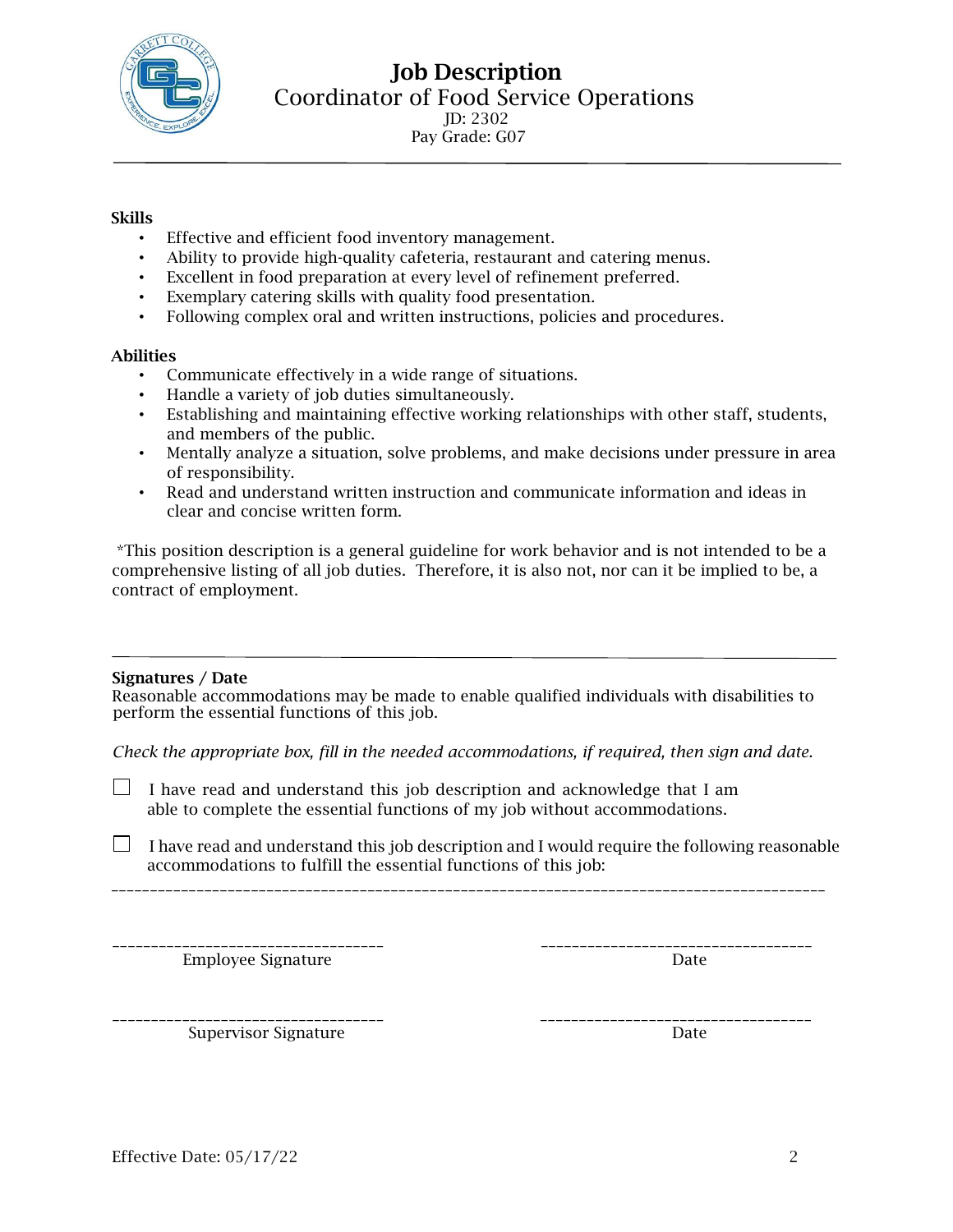# Job Description

## Coordinator of Food Service Operations

JD: 2302
Pay Grade: G07

---

**Skills**

- Effective and efficient food inventory management.
- Ability to provide high-quality cafeteria, restaurant and catering menus.
- Excellent in food preparation at every level of refinement preferred.
- Exemplary catering skills with quality food presentation.
- Following complex oral and written instructions, policies and procedures.

**Abilities**

- Communicate effectively in a wide range of situations.
- Handle a variety of job duties simultaneously.
- Establishing and maintaining effective working relationships with other staff, students, and members of the public.
- Mentally analyze a situation, solve problems, and make decisions under pressure in area of responsibility.
- Read and understand written instruction and communicate information and ideas in clear and concise written form.

*This position description is a general guideline for work behavior and is not intended to be a comprehensive listing of all job duties. Therefore, it is also not, nor can it be implied to be, a contract of employment.

---

**Signatures / Date**

Reasonable accommodations may be made to enable qualified individuals with disabilities to perform the essential functions of this job.

*Check the appropriate box, fill in the needed accommodations, if required, then sign and date.*

☐ I have read and understand this job description and acknowledge that I am able to complete the essential functions of my job without accommodations.

☐ I have read and understand this job description and I would require the following reasonable accommodations to fulfill the essential functions of this job:

___________________________________________________________________________________

_________________________________ Employee Signature

_________________________________ Date

_________________________________ Supervisor Signature

_________________________________ Date

Effective Date: 05/17/22